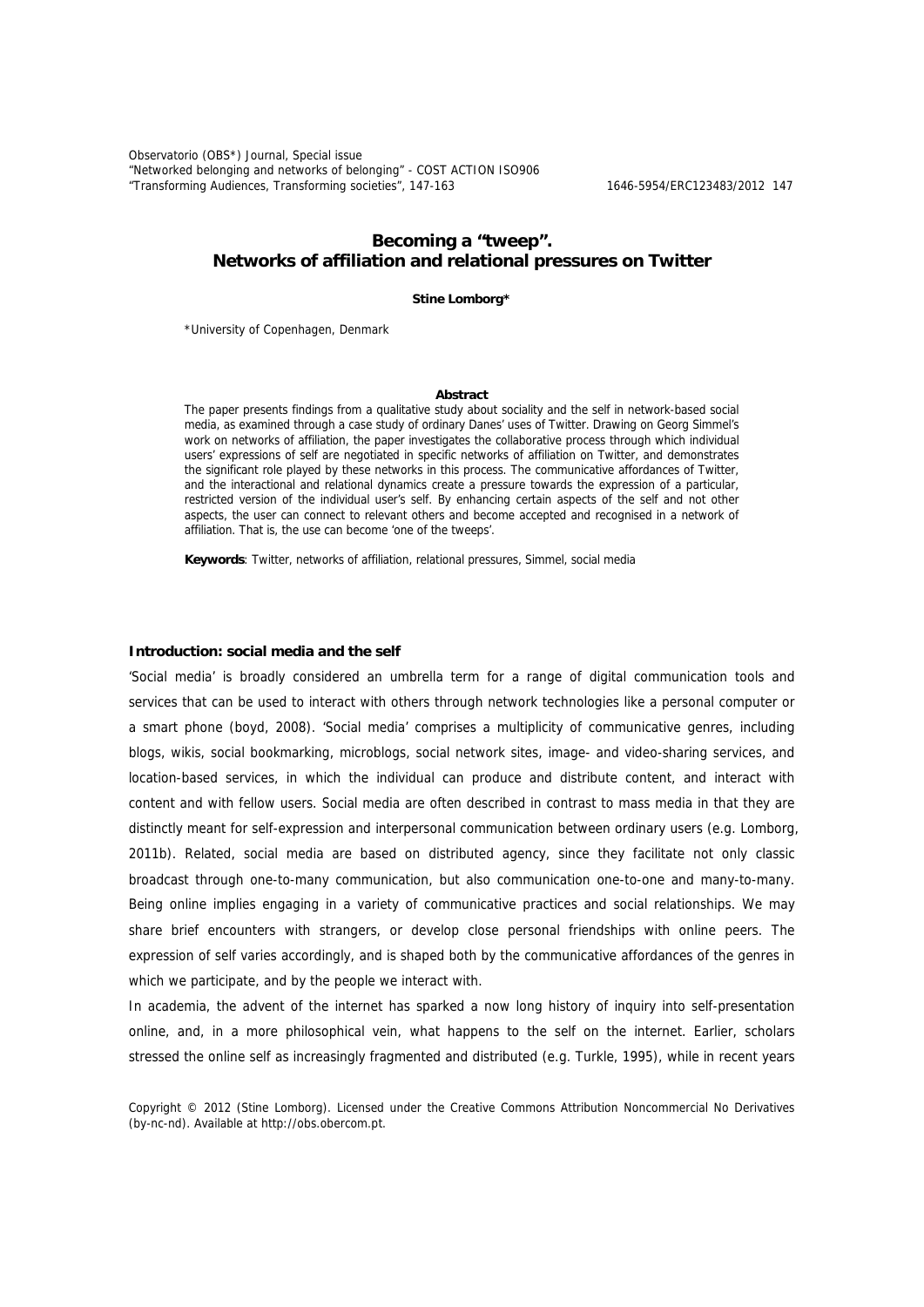# Becoming a "tweep". Networks of affiliation and relational pressures on Twitter

**Stine Lomborg***

*University of Copenhagen, Denmark

### Abstract

The paper presents findings from a qualitative study about sociality and the self in network-based social media, as examined through a case study of ordinary Danes' uses of Twitter. Drawing on Georg Simmel's work on networks of affiliation, the paper investigates the collaborative process through which individual users' expressions of self are negotiated in specific networks of affiliation on Twitter, and demonstrates the significant role played by these networks in this process. The communicative affordances of Twitter, and the interactional and relational dynamics create a pressure towards the expression of a particular, restricted version of the individual user's self. By enhancing certain aspects of the self and not other aspects, the user can connect to relevant others and become accepted and recognised in a network of affiliation. That is, the use can become 'one of the tweeps'.

**Keywords**: Twitter, networks of affiliation, relational pressures, Simmel, social media

## Introduction: social media and the self

'Social media' is broadly considered an umbrella term for a range of digital communication tools and services that can be used to interact with others through network technologies like a personal computer or a smart phone (boyd, 2008). 'Social media' comprises a multiplicity of communicative genres, including blogs, wikis, social bookmarking, microblogs, social network sites, image- and video-sharing services, and location-based services, in which the individual can produce and distribute content, and interact with content and with fellow users. Social media are often described in contrast to mass media in that they are distinctly meant for self-expression and interpersonal communication between ordinary users (e.g. Lomborg, 2011b). Related, social media are based on distributed agency, since they facilitate not only classic broadcast through one-to-many communication, but also communication one-to-one and many-to-many. Being online implies engaging in a variety of communicative practices and social relationships. We may share brief encounters with strangers, or develop close personal friendships with online peers. The expression of self varies accordingly, and is shaped both by the communicative affordances of the genres in which we participate, and by the people we interact with.

In academia, the advent of the internet has sparked a now long history of inquiry into self-presentation online, and, in a more philosophical vein, what happens to the self on the internet. Earlier, scholars stressed the online self as increasingly fragmented and distributed (e.g. Turkle, 1995), while in recent years

Copyright © 2012 (Stine Lomborg). Licensed under the Creative Commons Attribution Noncommercial No Derivatives (by-nc-nd). Available at http://obs.obercom.pt.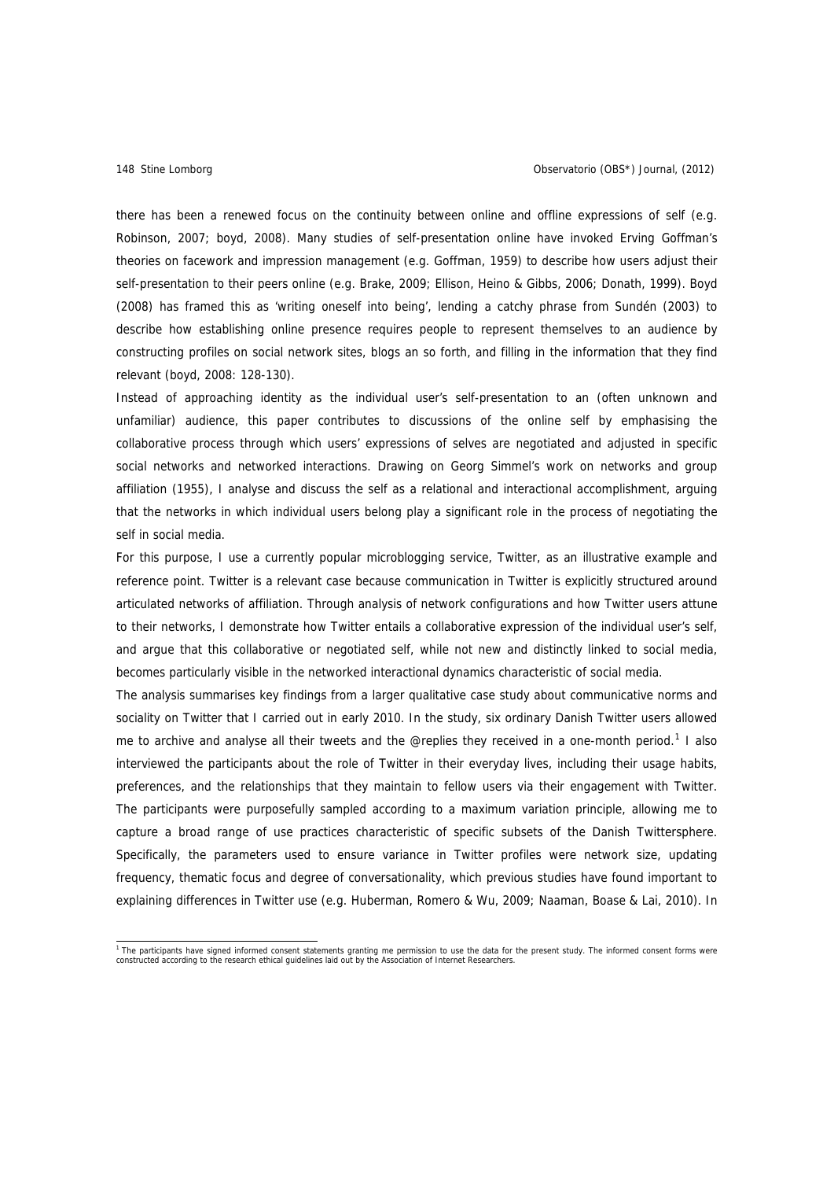there has been a renewed focus on the continuity between online and offline expressions of self (e.g. Robinson, 2007; boyd, 2008). Many studies of self-presentation online have invoked Erving Goffman's theories on facework and impression management (e.g. Goffman, 1959) to describe how users adjust their self-presentation to their peers online (e.g. Brake, 2009; Ellison, Heino & Gibbs, 2006; Donath, 1999). Boyd (2008) has framed this as 'writing oneself into being', lending a catchy phrase from Sundén (2003) to describe how establishing online presence requires people to represent themselves to an audience by constructing profiles on social network sites, blogs an so forth, and filling in the information that they find relevant (boyd, 2008: 128-130).

Instead of approaching identity as the individual user's self-presentation to an (often unknown and unfamiliar) audience, this paper contributes to discussions of the online self by emphasising the collaborative process through which users' expressions of selves are negotiated and adjusted in specific social networks and networked interactions. Drawing on Georg Simmel's work on networks and group affiliation (1955), I analyse and discuss the self as a relational and interactional accomplishment, arguing that the networks in which individual users belong play a significant role in the process of negotiating the self in social media.

For this purpose, I use a currently popular microblogging service, Twitter, as an illustrative example and reference point. Twitter is a relevant case because communication in Twitter is explicitly structured around articulated networks of affiliation. Through analysis of network configurations and how Twitter users attune to their networks, I demonstrate how Twitter entails a collaborative expression of the individual user's self, and argue that this collaborative or negotiated self, while not new and distinctly linked to social media, becomes particularly visible in the networked interactional dynamics characteristic of social media.

The analysis summarises key findings from a larger qualitative case study about communicative norms and sociality on Twitter that I carried out in early 2010. In the study, six ordinary Danish Twitter users allowed me to archive and analyse all their tweets and the @replies they received in a one-month period.[1] I also interviewed the participants about the role of Twitter in their everyday lives, including their usage habits, preferences, and the relationships that they maintain to fellow users via their engagement with Twitter. The participants were purposefully sampled according to a maximum variation principle, allowing me to capture a broad range of use practices characteristic of specific subsets of the Danish Twittersphere. Specifically, the parameters used to ensure variance in Twitter profiles were network size, updating frequency, thematic focus and degree of conversationality, which previous studies have found important to explaining differences in Twitter use (e.g. Huberman, Romero & Wu, 2009; Naaman, Boase & Lai, 2010). In

[1] The participants have signed informed consent statements granting me permission to use the data for the present study. The informed consent forms were constructed according to the research ethical guidelines laid out by the Association of Internet Researchers.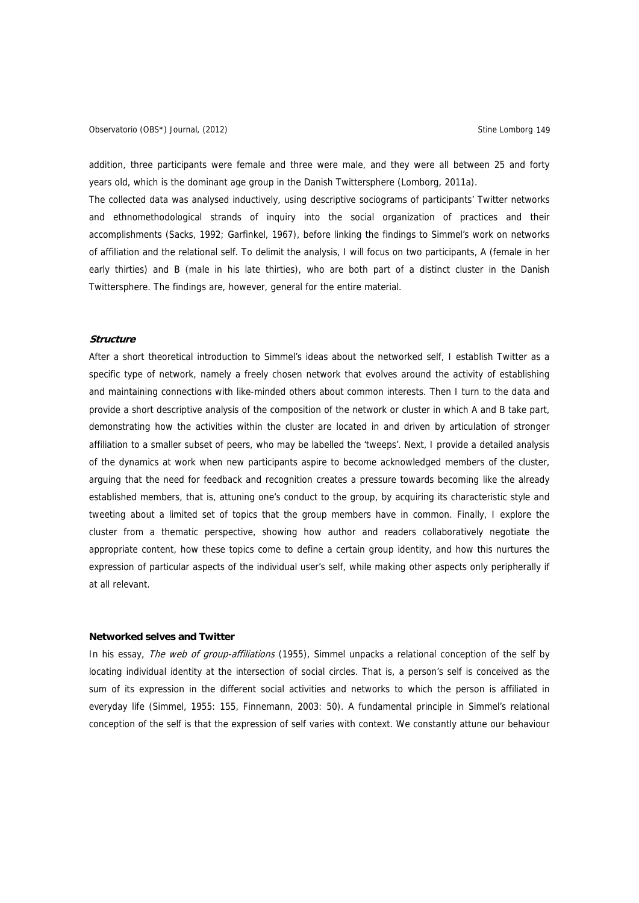addition, three participants were female and three were male, and they were all between 25 and forty years old, which is the dominant age group in the Danish Twittersphere (Lomborg, 2011a).

The collected data was analysed inductively, using descriptive sociograms of participants' Twitter networks and ethnomethodological strands of inquiry into the social organization of practices and their accomplishments (Sacks, 1992; Garfinkel, 1967), before linking the findings to Simmel's work on networks of affiliation and the relational self. To delimit the analysis, I will focus on two participants, A (female in her early thirties) and B (male in his late thirties), who are both part of a distinct cluster in the Danish Twittersphere. The findings are, however, general for the entire material.

### *Structure*

After a short theoretical introduction to Simmel's ideas about the networked self, I establish Twitter as a specific type of network, namely a freely chosen network that evolves around the activity of establishing and maintaining connections with like-minded others about common interests. Then I turn to the data and provide a short descriptive analysis of the composition of the network or cluster in which A and B take part, demonstrating how the activities within the cluster are located in and driven by articulation of stronger affiliation to a smaller subset of peers, who may be labelled the 'tweeps'. Next, I provide a detailed analysis of the dynamics at work when new participants aspire to become acknowledged members of the cluster, arguing that the need for feedback and recognition creates a pressure towards becoming like the already established members, that is, attuning one's conduct to the group, by acquiring its characteristic style and tweeting about a limited set of topics that the group members have in common. Finally, I explore the cluster from a thematic perspective, showing how author and readers collaboratively negotiate the appropriate content, how these topics come to define a certain group identity, and how this nurtures the expression of particular aspects of the individual user's self, while making other aspects only peripherally if at all relevant.

### Networked selves and Twitter

In his essay, *The web of group-affiliations* (1955), Simmel unpacks a relational conception of the self by locating individual identity at the intersection of social circles. That is, a person's self is conceived as the sum of its expression in the different social activities and networks to which the person is affiliated in everyday life (Simmel, 1955: 155, Finnemann, 2003: 50). A fundamental principle in Simmel's relational conception of the self is that the expression of self varies with context. We constantly attune our behaviour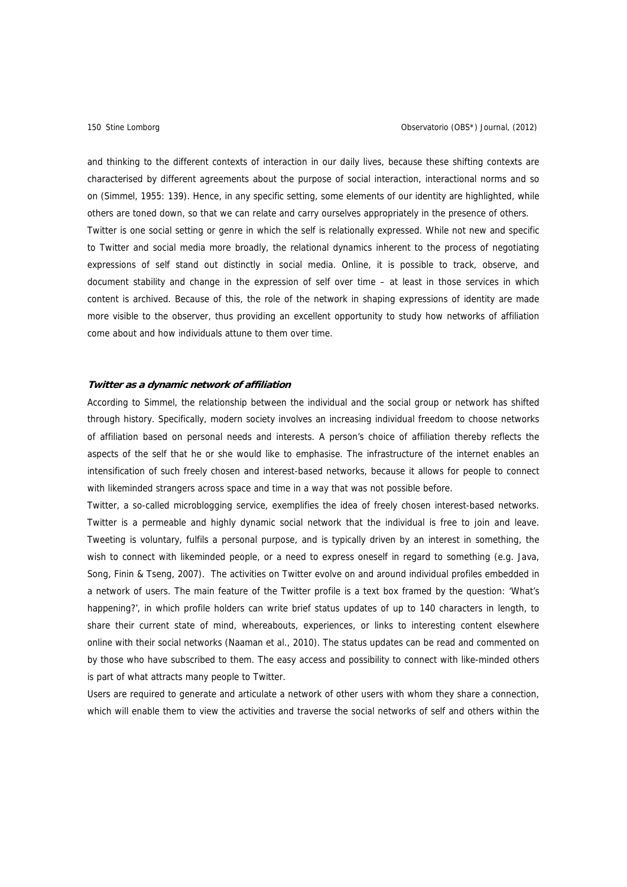and thinking to the different contexts of interaction in our daily lives, because these shifting contexts are characterised by different agreements about the purpose of social interaction, interactional norms and so on (Simmel, 1955: 139). Hence, in any specific setting, some elements of our identity are highlighted, while others are toned down, so that we can relate and carry ourselves appropriately in the presence of others.

Twitter is one social setting or genre in which the self is relationally expressed. While not new and specific to Twitter and social media more broadly, the relational dynamics inherent to the process of negotiating expressions of self stand out distinctly in social media. Online, it is possible to track, observe, and document stability and change in the expression of self over time – at least in those services in which content is archived. Because of this, the role of the network in shaping expressions of identity are made more visible to the observer, thus providing an excellent opportunity to study how networks of affiliation come about and how individuals attune to them over time.

### *Twitter as a dynamic network of affiliation*

According to Simmel, the relationship between the individual and the social group or network has shifted through history. Specifically, modern society involves an increasing individual freedom to choose networks of affiliation based on personal needs and interests. A person's choice of affiliation thereby reflects the aspects of the self that he or she would like to emphasise. The infrastructure of the internet enables an intensification of such freely chosen and interest-based networks, because it allows for people to connect with likeminded strangers across space and time in a way that was not possible before.

Twitter, a so-called microblogging service, exemplifies the idea of freely chosen interest-based networks. Twitter is a permeable and highly dynamic social network that the individual is free to join and leave. Tweeting is voluntary, fulfils a personal purpose, and is typically driven by an interest in something, the wish to connect with likeminded people, or a need to express oneself in regard to something (e.g. Java, Song, Finin & Tseng, 2007). The activities on Twitter evolve on and around individual profiles embedded in a network of users. The main feature of the Twitter profile is a text box framed by the question: 'What's happening?', in which profile holders can write brief status updates of up to 140 characters in length, to share their current state of mind, whereabouts, experiences, or links to interesting content elsewhere online with their social networks (Naaman et al., 2010). The status updates can be read and commented on by those who have subscribed to them. The easy access and possibility to connect with like-minded others is part of what attracts many people to Twitter.

Users are required to generate and articulate a network of other users with whom they share a connection, which will enable them to view the activities and traverse the social networks of self and others within the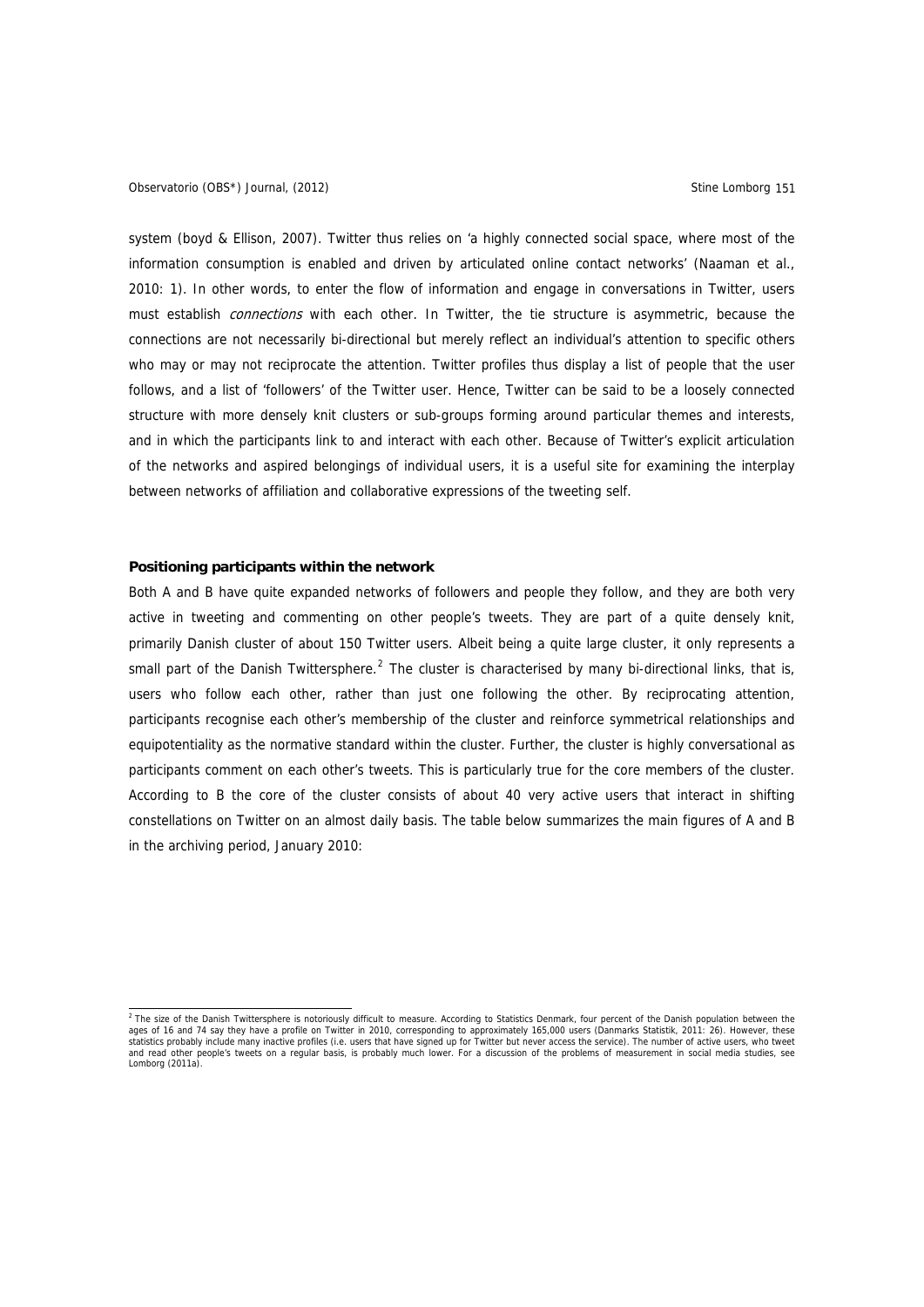system (boyd & Ellison, 2007). Twitter thus relies on 'a highly connected social space, where most of the information consumption is enabled and driven by articulated online contact networks' (Naaman et al., 2010: 1). In other words, to enter the flow of information and engage in conversations in Twitter, users must establish *connections* with each other. In Twitter, the tie structure is asymmetric, because the connections are not necessarily bi-directional but merely reflect an individual's attention to specific others who may or may not reciprocate the attention. Twitter profiles thus display a list of people that the user follows, and a list of 'followers' of the Twitter user. Hence, Twitter can be said to be a loosely connected structure with more densely knit clusters or sub-groups forming around particular themes and interests, and in which the participants link to and interact with each other. Because of Twitter's explicit articulation of the networks and aspired belongings of individual users, it is a useful site for examining the interplay between networks of affiliation and collaborative expressions of the tweeting self.

**Positioning participants within the network**

Both A and B have quite expanded networks of followers and people they follow, and they are both very active in tweeting and commenting on other people's tweets. They are part of a quite densely knit, primarily Danish cluster of about 150 Twitter users. Albeit being a quite large cluster, it only represents a small part of the Danish Twittersphere.[2] The cluster is characterised by many bi-directional links, that is, users who follow each other, rather than just one following the other. By reciprocating attention, participants recognise each other's membership of the cluster and reinforce symmetrical relationships and equipotentiality as the normative standard within the cluster. Further, the cluster is highly conversational as participants comment on each other's tweets. This is particularly true for the core members of the cluster. According to B the core of the cluster consists of about 40 very active users that interact in shifting constellations on Twitter on an almost daily basis. The table below summarizes the main figures of A and B in the archiving period, January 2010:

[2] The size of the Danish Twittersphere is notoriously difficult to measure. According to Statistics Denmark, four percent of the Danish population between the ages of 16 and 74 say they have a profile on Twitter in 2010, corresponding to approximately 165,000 users (Danmarks Statistik, 2011: 26). However, these statistics probably include many inactive profiles (i.e. users that have signed up for Twitter but never access the service). The number of active users, who tweet and read other people's tweets on a regular basis, is probably much lower. For a discussion of the problems of measurement in social media studies, see Lomborg (2011a).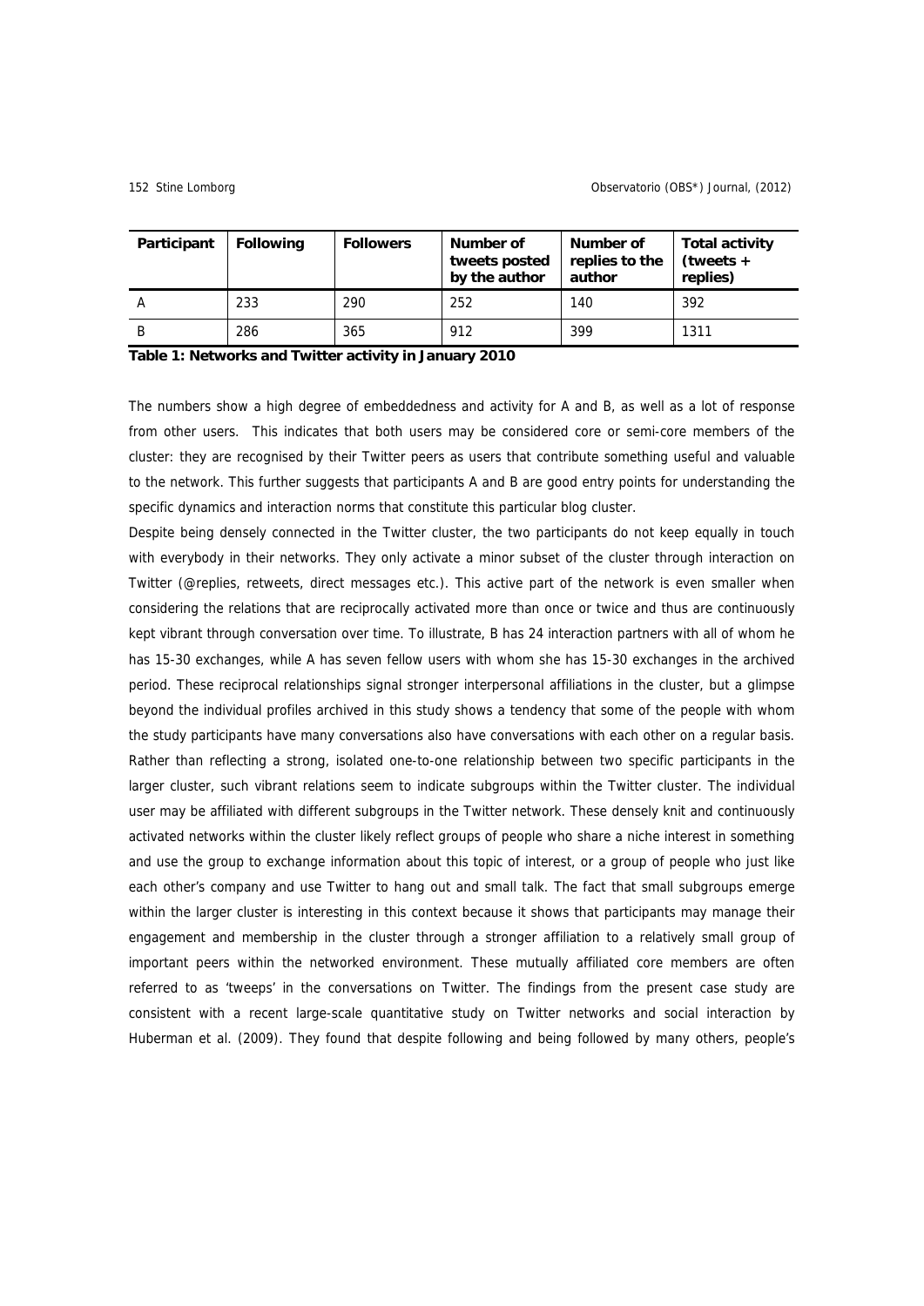| Participant | Following | Followers | Number of tweets posted by the author | Number of replies to the author | Total activity (tweets + replies) |
|---|---|---|---|---|---|
| A | 233 | 290 | 252 | 140 | 392 |
| B | 286 | 365 | 912 | 399 | 1311 |

**Table 1: Networks and Twitter activity in January 2010**

The numbers show a high degree of embeddedness and activity for A and B, as well as a lot of response from other users. This indicates that both users may be considered core or semi-core members of the cluster: they are recognised by their Twitter peers as users that contribute something useful and valuable to the network. This further suggests that participants A and B are good entry points for understanding the specific dynamics and interaction norms that constitute this particular blog cluster.

Despite being densely connected in the Twitter cluster, the two participants do not keep equally in touch with everybody in their networks. They only activate a minor subset of the cluster through interaction on Twitter (@replies, retweets, direct messages etc.). This active part of the network is even smaller when considering the relations that are reciprocally activated more than once or twice and thus are continuously kept vibrant through conversation over time. To illustrate, B has 24 interaction partners with all of whom he has 15-30 exchanges, while A has seven fellow users with whom she has 15-30 exchanges in the archived period. These reciprocal relationships signal stronger interpersonal affiliations in the cluster, but a glimpse beyond the individual profiles archived in this study shows a tendency that some of the people with whom the study participants have many conversations also have conversations with each other on a regular basis. Rather than reflecting a strong, isolated one-to-one relationship between two specific participants in the larger cluster, such vibrant relations seem to indicate subgroups within the Twitter cluster. The individual user may be affiliated with different subgroups in the Twitter network. These densely knit and continuously activated networks within the cluster likely reflect groups of people who share a niche interest in something and use the group to exchange information about this topic of interest, or a group of people who just like each other's company and use Twitter to hang out and small talk. The fact that small subgroups emerge within the larger cluster is interesting in this context because it shows that participants may manage their engagement and membership in the cluster through a stronger affiliation to a relatively small group of important peers within the networked environment. These mutually affiliated core members are often referred to as 'tweeps' in the conversations on Twitter. The findings from the present case study are consistent with a recent large-scale quantitative study on Twitter networks and social interaction by Huberman et al. (2009). They found that despite following and being followed by many others, people's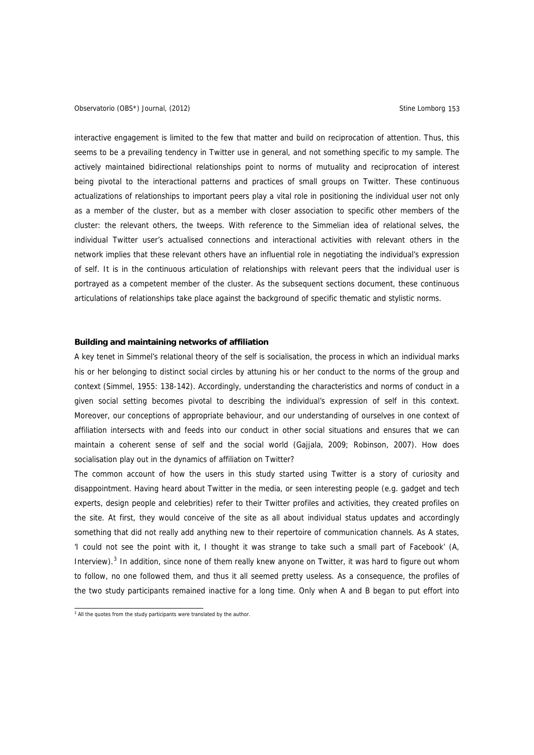interactive engagement is limited to the few that matter and build on reciprocation of attention. Thus, this seems to be a prevailing tendency in Twitter use in general, and not something specific to my sample. The actively maintained bidirectional relationships point to norms of mutuality and reciprocation of interest being pivotal to the interactional patterns and practices of small groups on Twitter. These continuous actualizations of relationships to important peers play a vital role in positioning the individual user not only as a member of the cluster, but as a member with closer association to specific other members of the cluster: the relevant others, the tweeps. With reference to the Simmelian idea of relational selves, the individual Twitter user's actualised connections and interactional activities with relevant others in the network implies that these relevant others have an influential role in negotiating the individual's expression of self. It is in the continuous articulation of relationships with relevant peers that the individual user is portrayed as a competent member of the cluster. As the subsequent sections document, these continuous articulations of relationships take place against the background of specific thematic and stylistic norms.

**Building and maintaining networks of affiliation**

A key tenet in Simmel's relational theory of the self is socialisation, the process in which an individual marks his or her belonging to distinct social circles by attuning his or her conduct to the norms of the group and context (Simmel, 1955: 138-142). Accordingly, understanding the characteristics and norms of conduct in a given social setting becomes pivotal to describing the individual's expression of self in this context. Moreover, our conceptions of appropriate behaviour, and our understanding of ourselves in one context of affiliation intersects with and feeds into our conduct in other social situations and ensures that we can maintain a coherent sense of self and the social world (Gajjala, 2009; Robinson, 2007). How does socialisation play out in the dynamics of affiliation on Twitter?

The common account of how the users in this study started using Twitter is a story of curiosity and disappointment. Having heard about Twitter in the media, or seen interesting people (e.g. gadget and tech experts, design people and celebrities) refer to their Twitter profiles and activities, they created profiles on the site. At first, they would conceive of the site as all about individual status updates and accordingly something that did not really add anything new to their repertoire of communication channels. As A states, 'I could not see the point with it, I thought it was strange to take such a small part of Facebook' (A, Interview).[3] In addition, since none of them really knew anyone on Twitter, it was hard to figure out whom to follow, no one followed them, and thus it all seemed pretty useless. As a consequence, the profiles of the two study participants remained inactive for a long time. Only when A and B began to put effort into

[3] All the quotes from the study participants were translated by the author.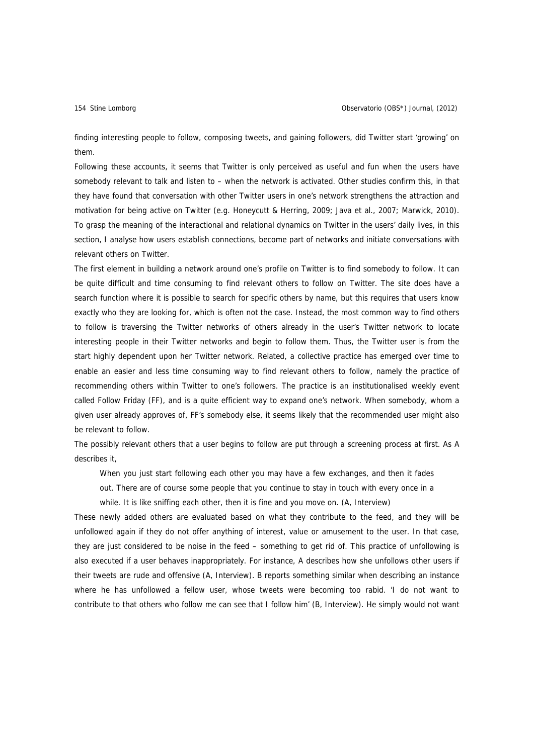finding interesting people to follow, composing tweets, and gaining followers, did Twitter start 'growing' on them.

Following these accounts, it seems that Twitter is only perceived as useful and fun when the users have somebody relevant to talk and listen to – when the network is activated. Other studies confirm this, in that they have found that conversation with other Twitter users in one's network strengthens the attraction and motivation for being active on Twitter (e.g. Honeycutt & Herring, 2009; Java et al., 2007; Marwick, 2010). To grasp the meaning of the interactional and relational dynamics on Twitter in the users' daily lives, in this section, I analyse how users establish connections, become part of networks and initiate conversations with relevant others on Twitter.

The first element in building a network around one's profile on Twitter is to find somebody to follow. It can be quite difficult and time consuming to find relevant others to follow on Twitter. The site does have a search function where it is possible to search for specific others by name, but this requires that users know exactly who they are looking for, which is often not the case. Instead, the most common way to find others to follow is traversing the Twitter networks of others already in the user's Twitter network to locate interesting people in their Twitter networks and begin to follow them. Thus, the Twitter user is from the start highly dependent upon her Twitter network. Related, a collective practice has emerged over time to enable an easier and less time consuming way to find relevant others to follow, namely the practice of recommending others within Twitter to one's followers. The practice is an institutionalised weekly event called Follow Friday (FF), and is a quite efficient way to expand one's network. When somebody, whom a given user already approves of, FF's somebody else, it seems likely that the recommended user might also be relevant to follow.

The possibly relevant others that a user begins to follow are put through a screening process at first. As A describes it,

> When you just start following each other you may have a few exchanges, and then it fades out. There are of course some people that you continue to stay in touch with every once in a while. It is like sniffing each other, then it is fine and you move on. (A, Interview)

These newly added others are evaluated based on what they contribute to the feed, and they will be unfollowed again if they do not offer anything of interest, value or amusement to the user. In that case, they are just considered to be noise in the feed – something to get rid of. This practice of unfollowing is also executed if a user behaves inappropriately. For instance, A describes how she unfollows other users if their tweets are rude and offensive (A, Interview). B reports something similar when describing an instance where he has unfollowed a fellow user, whose tweets were becoming too rabid. 'I do not want to contribute to that others who follow me can see that I follow him' (B, Interview). He simply would not want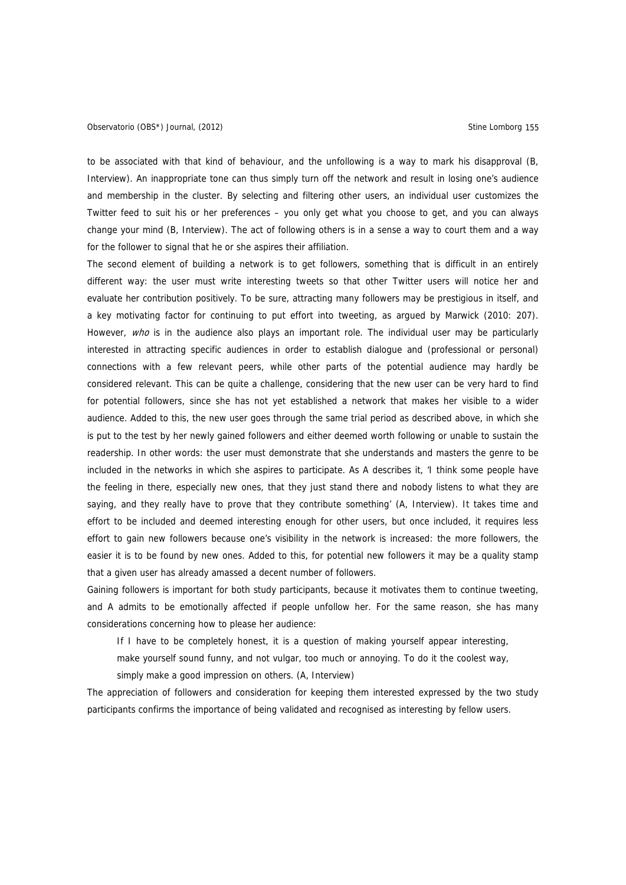to be associated with that kind of behaviour, and the unfollowing is a way to mark his disapproval (B, Interview). An inappropriate tone can thus simply turn off the network and result in losing one's audience and membership in the cluster. By selecting and filtering other users, an individual user customizes the Twitter feed to suit his or her preferences – you only get what you choose to get, and you can always change your mind (B, Interview). The act of following others is in a sense a way to court them and a way for the follower to signal that he or she aspires their affiliation.

The second element of building a network is to get followers, something that is difficult in an entirely different way: the user must write interesting tweets so that other Twitter users will notice her and evaluate her contribution positively. To be sure, attracting many followers may be prestigious in itself, and a key motivating factor for continuing to put effort into tweeting, as argued by Marwick (2010: 207). However, *who* is in the audience also plays an important role. The individual user may be particularly interested in attracting specific audiences in order to establish dialogue and (professional or personal) connections with a few relevant peers, while other parts of the potential audience may hardly be considered relevant. This can be quite a challenge, considering that the new user can be very hard to find for potential followers, since she has not yet established a network that makes her visible to a wider audience. Added to this, the new user goes through the same trial period as described above, in which she is put to the test by her newly gained followers and either deemed worth following or unable to sustain the readership. In other words: the user must demonstrate that she understands and masters the genre to be included in the networks in which she aspires to participate. As A describes it, 'I think some people have the feeling in there, especially new ones, that they just stand there and nobody listens to what they are saying, and they really have to prove that they contribute something' (A, Interview). It takes time and effort to be included and deemed interesting enough for other users, but once included, it requires less effort to gain new followers because one's visibility in the network is increased: the more followers, the easier it is to be found by new ones. Added to this, for potential new followers it may be a quality stamp that a given user has already amassed a decent number of followers.

Gaining followers is important for both study participants, because it motivates them to continue tweeting, and A admits to be emotionally affected if people unfollow her. For the same reason, she has many considerations concerning how to please her audience:

> If I have to be completely honest, it is a question of making yourself appear interesting, make yourself sound funny, and not vulgar, too much or annoying. To do it the coolest way, simply make a good impression on others. (A, Interview)

The appreciation of followers and consideration for keeping them interested expressed by the two study participants confirms the importance of being validated and recognised as interesting by fellow users.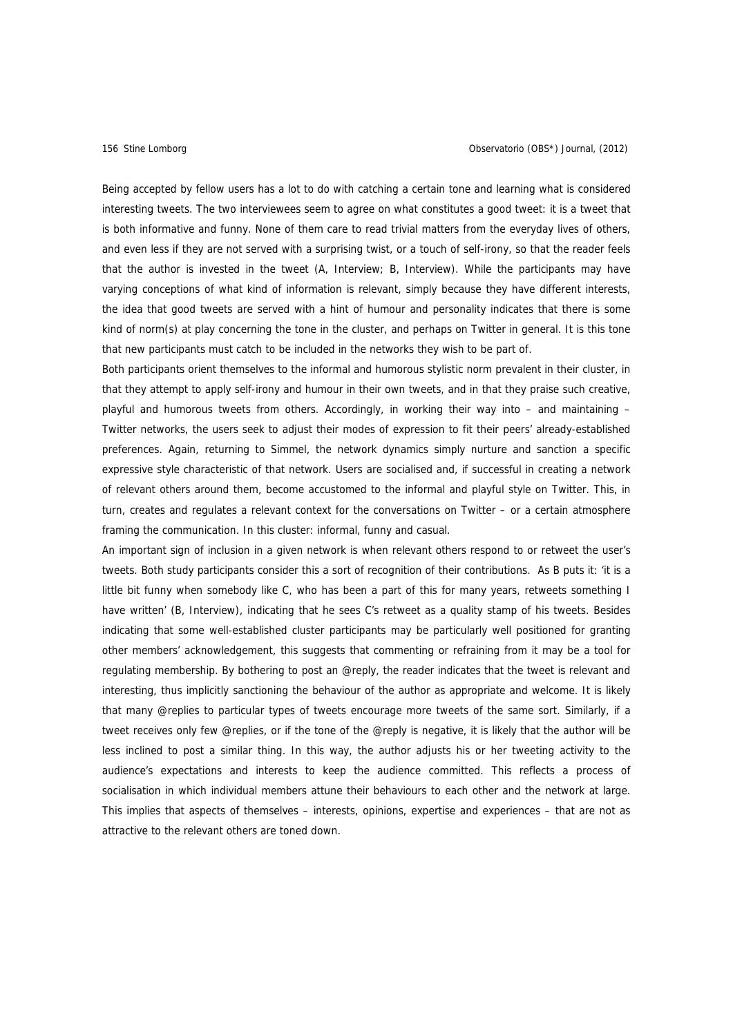Being accepted by fellow users has a lot to do with catching a certain tone and learning what is considered interesting tweets. The two interviewees seem to agree on what constitutes a good tweet: it is a tweet that is both informative and funny. None of them care to read trivial matters from the everyday lives of others, and even less if they are not served with a surprising twist, or a touch of self-irony, so that the reader feels that the author is invested in the tweet (A, Interview; B, Interview). While the participants may have varying conceptions of what kind of information is relevant, simply because they have different interests, the idea that good tweets are served with a hint of humour and personality indicates that there is some kind of norm(s) at play concerning the tone in the cluster, and perhaps on Twitter in general. It is this tone that new participants must catch to be included in the networks they wish to be part of.

Both participants orient themselves to the informal and humorous stylistic norm prevalent in their cluster, in that they attempt to apply self-irony and humour in their own tweets, and in that they praise such creative, playful and humorous tweets from others. Accordingly, in working their way into – and maintaining – Twitter networks, the users seek to adjust their modes of expression to fit their peers' already-established preferences. Again, returning to Simmel, the network dynamics simply nurture and sanction a specific expressive style characteristic of that network. Users are socialised and, if successful in creating a network of relevant others around them, become accustomed to the informal and playful style on Twitter. This, in turn, creates and regulates a relevant context for the conversations on Twitter – or a certain atmosphere framing the communication. In this cluster: informal, funny and casual.

An important sign of inclusion in a given network is when relevant others respond to or retweet the user's tweets. Both study participants consider this a sort of recognition of their contributions. As B puts it: 'it is a little bit funny when somebody like C, who has been a part of this for many years, retweets something I have written' (B, Interview), indicating that he sees C's retweet as a quality stamp of his tweets. Besides indicating that some well-established cluster participants may be particularly well positioned for granting other members' acknowledgement, this suggests that commenting or refraining from it may be a tool for regulating membership. By bothering to post an @reply, the reader indicates that the tweet is relevant and interesting, thus implicitly sanctioning the behaviour of the author as appropriate and welcome. It is likely that many @replies to particular types of tweets encourage more tweets of the same sort. Similarly, if a tweet receives only few @replies, or if the tone of the @reply is negative, it is likely that the author will be less inclined to post a similar thing. In this way, the author adjusts his or her tweeting activity to the audience's expectations and interests to keep the audience committed. This reflects a process of socialisation in which individual members attune their behaviours to each other and the network at large. This implies that aspects of themselves – interests, opinions, expertise and experiences – that are not as attractive to the relevant others are toned down.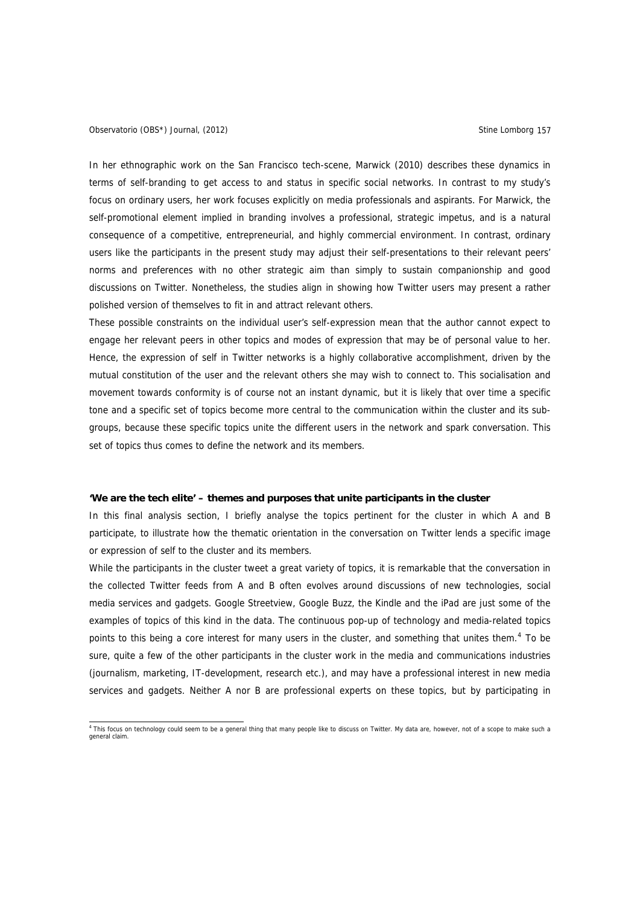In her ethnographic work on the San Francisco tech-scene, Marwick (2010) describes these dynamics in terms of self-branding to get access to and status in specific social networks. In contrast to my study's focus on ordinary users, her work focuses explicitly on media professionals and aspirants. For Marwick, the self-promotional element implied in branding involves a professional, strategic impetus, and is a natural consequence of a competitive, entrepreneurial, and highly commercial environment. In contrast, ordinary users like the participants in the present study may adjust their self-presentations to their relevant peers' norms and preferences with no other strategic aim than simply to sustain companionship and good discussions on Twitter. Nonetheless, the studies align in showing how Twitter users may present a rather polished version of themselves to fit in and attract relevant others.

These possible constraints on the individual user's self-expression mean that the author cannot expect to engage her relevant peers in other topics and modes of expression that may be of personal value to her. Hence, the expression of self in Twitter networks is a highly collaborative accomplishment, driven by the mutual constitution of the user and the relevant others she may wish to connect to. This socialisation and movement towards conformity is of course not an instant dynamic, but it is likely that over time a specific tone and a specific set of topics become more central to the communication within the cluster and its sub-groups, because these specific topics unite the different users in the network and spark conversation. This set of topics thus comes to define the network and its members.

**'We are the tech elite' – themes and purposes that unite participants in the cluster**

In this final analysis section, I briefly analyse the topics pertinent for the cluster in which A and B participate, to illustrate how the thematic orientation in the conversation on Twitter lends a specific image or expression of self to the cluster and its members.

While the participants in the cluster tweet a great variety of topics, it is remarkable that the conversation in the collected Twitter feeds from A and B often evolves around discussions of new technologies, social media services and gadgets. Google Streetview, Google Buzz, the Kindle and the iPad are just some of the examples of topics of this kind in the data. The continuous pop-up of technology and media-related topics points to this being a core interest for many users in the cluster, and something that unites them.[4] To be sure, quite a few of the other participants in the cluster work in the media and communications industries (journalism, marketing, IT-development, research etc.), and may have a professional interest in new media services and gadgets. Neither A nor B are professional experts on these topics, but by participating in

[4] This focus on technology could seem to be a general thing that many people like to discuss on Twitter. My data are, however, not of a scope to make such a general claim.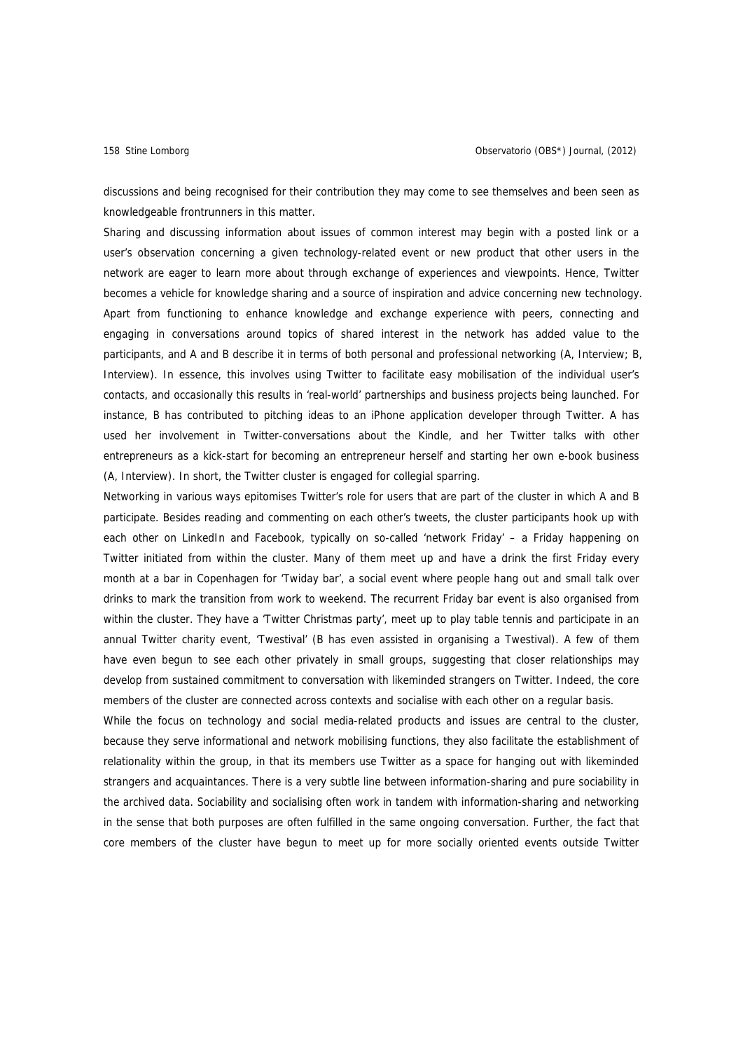discussions and being recognised for their contribution they may come to see themselves and been seen as knowledgeable frontrunners in this matter.

Sharing and discussing information about issues of common interest may begin with a posted link or a user's observation concerning a given technology-related event or new product that other users in the network are eager to learn more about through exchange of experiences and viewpoints. Hence, Twitter becomes a vehicle for knowledge sharing and a source of inspiration and advice concerning new technology. Apart from functioning to enhance knowledge and exchange experience with peers, connecting and engaging in conversations around topics of shared interest in the network has added value to the participants, and A and B describe it in terms of both personal and professional networking (A, Interview; B, Interview). In essence, this involves using Twitter to facilitate easy mobilisation of the individual user's contacts, and occasionally this results in 'real-world' partnerships and business projects being launched. For instance, B has contributed to pitching ideas to an iPhone application developer through Twitter. A has used her involvement in Twitter-conversations about the Kindle, and her Twitter talks with other entrepreneurs as a kick-start for becoming an entrepreneur herself and starting her own e-book business (A, Interview). In short, the Twitter cluster is engaged for collegial sparring.

Networking in various ways epitomises Twitter's role for users that are part of the cluster in which A and B participate. Besides reading and commenting on each other's tweets, the cluster participants hook up with each other on LinkedIn and Facebook, typically on so-called 'network Friday' – a Friday happening on Twitter initiated from within the cluster. Many of them meet up and have a drink the first Friday every month at a bar in Copenhagen for 'Twiday bar', a social event where people hang out and small talk over drinks to mark the transition from work to weekend. The recurrent Friday bar event is also organised from within the cluster. They have a 'Twitter Christmas party', meet up to play table tennis and participate in an annual Twitter charity event, 'Twestival' (B has even assisted in organising a Twestival). A few of them have even begun to see each other privately in small groups, suggesting that closer relationships may develop from sustained commitment to conversation with likeminded strangers on Twitter. Indeed, the core members of the cluster are connected across contexts and socialise with each other on a regular basis.

While the focus on technology and social media-related products and issues are central to the cluster, because they serve informational and network mobilising functions, they also facilitate the establishment of relationality within the group, in that its members use Twitter as a space for hanging out with likeminded strangers and acquaintances. There is a very subtle line between information-sharing and pure sociability in the archived data. Sociability and socialising often work in tandem with information-sharing and networking in the sense that both purposes are often fulfilled in the same ongoing conversation. Further, the fact that core members of the cluster have begun to meet up for more socially oriented events outside Twitter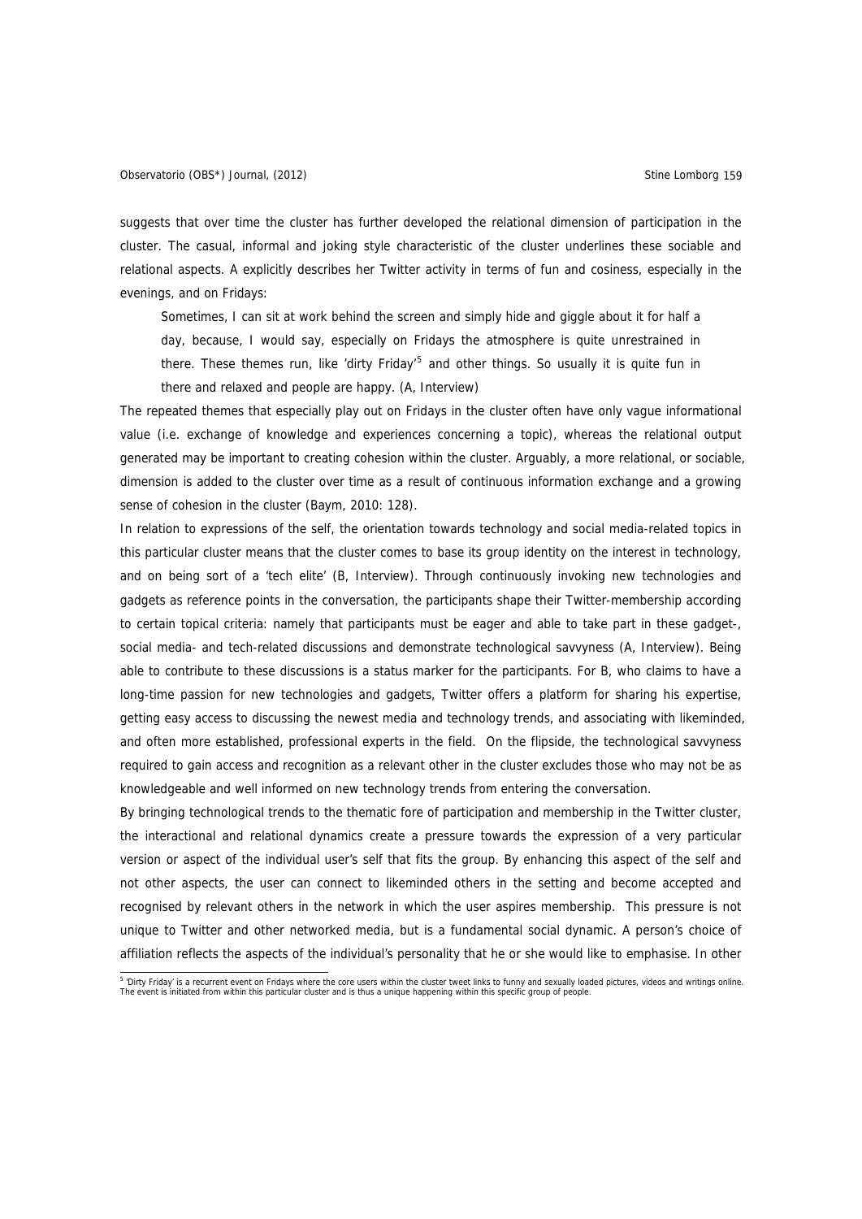suggests that over time the cluster has further developed the relational dimension of participation in the cluster. The casual, informal and joking style characteristic of the cluster underlines these sociable and relational aspects. A explicitly describes her Twitter activity in terms of fun and cosiness, especially in the evenings, and on Fridays:

> Sometimes, I can sit at work behind the screen and simply hide and giggle about it for half a day, because, I would say, especially on Fridays the atmosphere is quite unrestrained in there. These themes run, like 'dirty Friday'[5] and other things. So usually it is quite fun in there and relaxed and people are happy. (A, Interview)

The repeated themes that especially play out on Fridays in the cluster often have only vague informational value (i.e. exchange of knowledge and experiences concerning a topic), whereas the relational output generated may be important to creating cohesion within the cluster. Arguably, a more relational, or sociable, dimension is added to the cluster over time as a result of continuous information exchange and a growing sense of cohesion in the cluster (Baym, 2010: 128).

In relation to expressions of the self, the orientation towards technology and social media-related topics in this particular cluster means that the cluster comes to base its group identity on the interest in technology, and on being sort of a 'tech elite' (B, Interview). Through continuously invoking new technologies and gadgets as reference points in the conversation, the participants shape their Twitter-membership according to certain topical criteria: namely that participants must be eager and able to take part in these gadget-, social media- and tech-related discussions and demonstrate technological savvyness (A, Interview). Being able to contribute to these discussions is a status marker for the participants. For B, who claims to have a long-time passion for new technologies and gadgets, Twitter offers a platform for sharing his expertise, getting easy access to discussing the newest media and technology trends, and associating with likeminded, and often more established, professional experts in the field. On the flipside, the technological savvyness required to gain access and recognition as a relevant other in the cluster excludes those who may not be as knowledgeable and well informed on new technology trends from entering the conversation.

By bringing technological trends to the thematic fore of participation and membership in the Twitter cluster, the interactional and relational dynamics create a pressure towards the expression of a very particular version or aspect of the individual user's self that fits the group. By enhancing this aspect of the self and not other aspects, the user can connect to likeminded others in the setting and become accepted and recognised by relevant others in the network in which the user aspires membership. This pressure is not unique to Twitter and other networked media, but is a fundamental social dynamic. A person's choice of affiliation reflects the aspects of the individual's personality that he or she would like to emphasise. In other

---

[5] 'Dirty Friday' is a recurrent event on Fridays where the core users within the cluster tweet links to funny and sexually loaded pictures, videos and writings online. The event is initiated from within this particular cluster and is thus a unique happening within this specific group of people.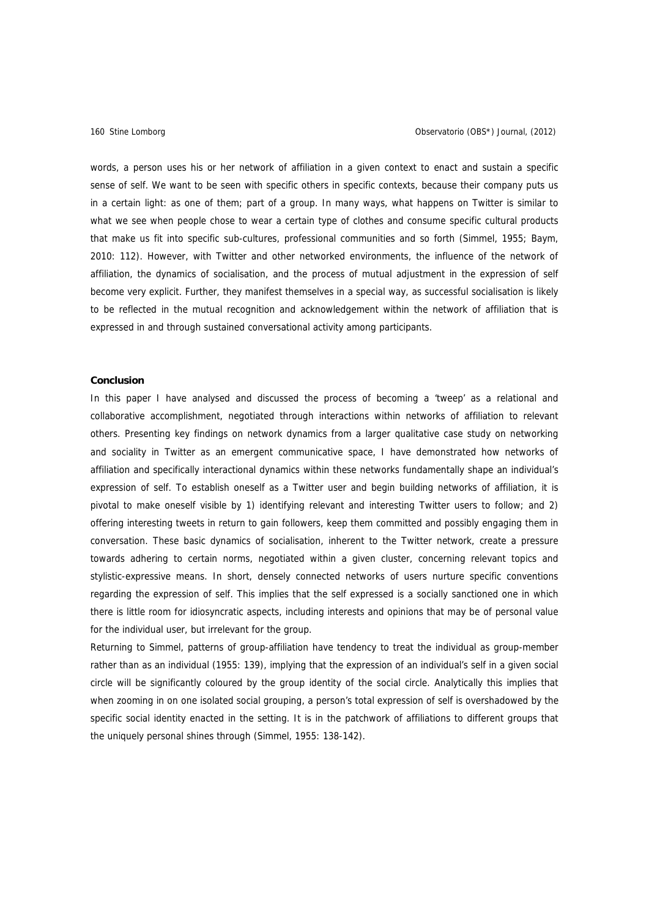words, a person uses his or her network of affiliation in a given context to enact and sustain a specific sense of self. We want to be seen with specific others in specific contexts, because their company puts us in a certain light: as one of them; part of a group. In many ways, what happens on Twitter is similar to what we see when people chose to wear a certain type of clothes and consume specific cultural products that make us fit into specific sub-cultures, professional communities and so forth (Simmel, 1955; Baym, 2010: 112). However, with Twitter and other networked environments, the influence of the network of affiliation, the dynamics of socialisation, and the process of mutual adjustment in the expression of self become very explicit. Further, they manifest themselves in a special way, as successful socialisation is likely to be reflected in the mutual recognition and acknowledgement within the network of affiliation that is expressed in and through sustained conversational activity among participants.

**Conclusion**

In this paper I have analysed and discussed the process of becoming a 'tweep' as a relational and collaborative accomplishment, negotiated through interactions within networks of affiliation to relevant others. Presenting key findings on network dynamics from a larger qualitative case study on networking and sociality in Twitter as an emergent communicative space, I have demonstrated how networks of affiliation and specifically interactional dynamics within these networks fundamentally shape an individual's expression of self. To establish oneself as a Twitter user and begin building networks of affiliation, it is pivotal to make oneself visible by 1) identifying relevant and interesting Twitter users to follow; and 2) offering interesting tweets in return to gain followers, keep them committed and possibly engaging them in conversation. These basic dynamics of socialisation, inherent to the Twitter network, create a pressure towards adhering to certain norms, negotiated within a given cluster, concerning relevant topics and stylistic-expressive means. In short, densely connected networks of users nurture specific conventions regarding the expression of self. This implies that the self expressed is a socially sanctioned one in which there is little room for idiosyncratic aspects, including interests and opinions that may be of personal value for the individual user, but irrelevant for the group.

Returning to Simmel, patterns of group-affiliation have tendency to treat the individual as group-member rather than as an individual (1955: 139), implying that the expression of an individual's self in a given social circle will be significantly coloured by the group identity of the social circle. Analytically this implies that when zooming in on one isolated social grouping, a person's total expression of self is overshadowed by the specific social identity enacted in the setting. It is in the patchwork of affiliations to different groups that the uniquely personal shines through (Simmel, 1955: 138-142).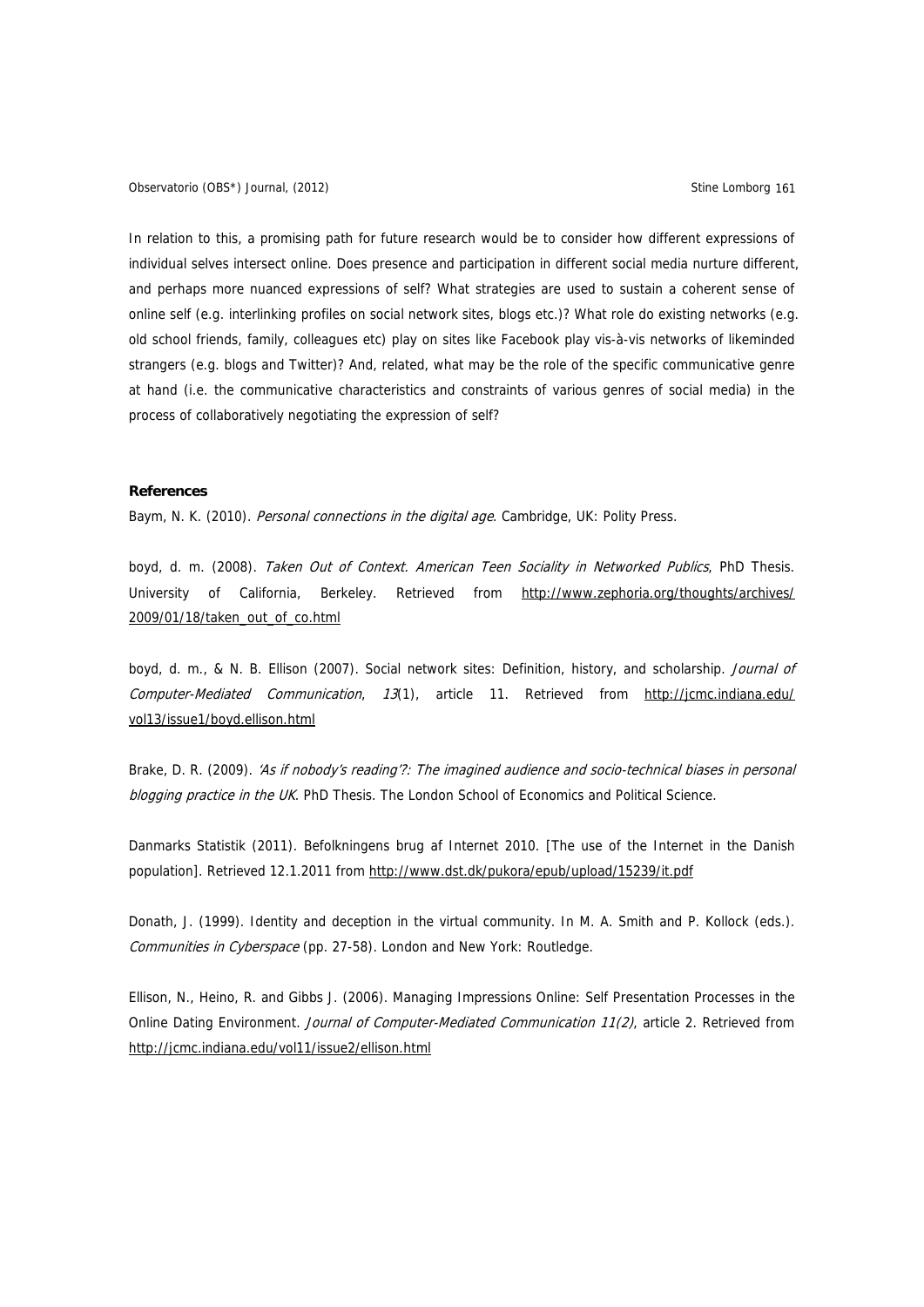In relation to this, a promising path for future research would be to consider how different expressions of individual selves intersect online. Does presence and participation in different social media nurture different, and perhaps more nuanced expressions of self? What strategies are used to sustain a coherent sense of online self (e.g. interlinking profiles on social network sites, blogs etc.)? What role do existing networks (e.g. old school friends, family, colleagues etc) play on sites like Facebook play vis-à-vis networks of likeminded strangers (e.g. blogs and Twitter)? And, related, what may be the role of the specific communicative genre at hand (i.e. the communicative characteristics and constraints of various genres of social media) in the process of collaboratively negotiating the expression of self?

**References**

Baym, N. K. (2010). *Personal connections in the digital age*. Cambridge, UK: Polity Press.

boyd, d. m. (2008). *Taken Out of Context. American Teen Sociality in Networked Publics*, PhD Thesis. University of California, Berkeley. Retrieved from http://www.zephoria.org/thoughts/archives/2009/01/18/taken_out_of_co.html

boyd, d. m., & N. B. Ellison (2007). Social network sites: Definition, history, and scholarship. *Journal of Computer-Mediated Communication*, *13*(1), article 11. Retrieved from http://jcmc.indiana.edu/vol13/issue1/boyd.ellison.html

Brake, D. R. (2009). *'As if nobody's reading'?: The imagined audience and socio-technical biases in personal blogging practice in the UK*. PhD Thesis. The London School of Economics and Political Science.

Danmarks Statistik (2011). Befolkningens brug af Internet 2010. [The use of the Internet in the Danish population]. Retrieved 12.1.2011 from http://www.dst.dk/pukora/epub/upload/15239/it.pdf

Donath, J. (1999). Identity and deception in the virtual community. In M. A. Smith and P. Kollock (eds.). *Communities in Cyberspace* (pp. 27-58). London and New York: Routledge.

Ellison, N., Heino, R. and Gibbs J. (2006). Managing Impressions Online: Self Presentation Processes in the Online Dating Environment. *Journal of Computer-Mediated Communication 11(2)*, article 2. Retrieved from http://jcmc.indiana.edu/vol11/issue2/ellison.html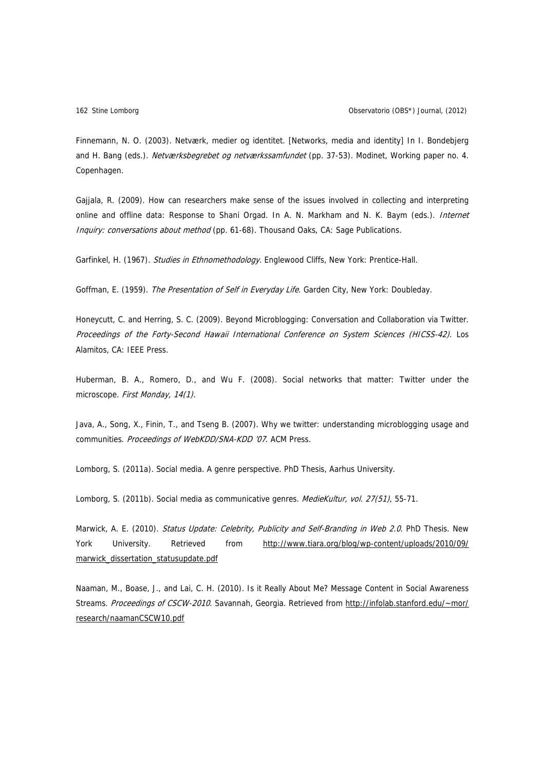Finnemann, N. O. (2003). Netværk, medier og identitet. [Networks, media and identity] In I. Bondebjerg and H. Bang (eds.). *Netværksbegrebet og netværkssamfundet* (pp. 37-53). Modinet, Working paper no. 4. Copenhagen.

Gajjala, R. (2009). How can researchers make sense of the issues involved in collecting and interpreting online and offline data: Response to Shani Orgad. In A. N. Markham and N. K. Baym (eds.). *Internet Inquiry: conversations about method* (pp. 61-68). Thousand Oaks, CA: Sage Publications.

Garfinkel, H. (1967). *Studies in Ethnomethodology.* Englewood Cliffs, New York: Prentice-Hall.

Goffman, E. (1959). *The Presentation of Self in Everyday Life*. Garden City, New York: Doubleday.

Honeycutt, C. and Herring, S. C. (2009). Beyond Microblogging: Conversation and Collaboration via Twitter. *Proceedings of the Forty-Second Hawaii International Conference on System Sciences (HICSS-42).* Los Alamitos, CA: IEEE Press.

Huberman, B. A., Romero, D., and Wu F. (2008). Social networks that matter: Twitter under the microscope. *First Monday, 14(1).*

Java, A., Song, X., Finin, T., and Tseng B. (2007). Why we twitter: understanding microblogging usage and communities. *Proceedings of WebKDD/SNA-KDD '07*. ACM Press.

Lomborg, S. (2011a). Social media. A genre perspective. PhD Thesis, Aarhus University.

Lomborg, S. (2011b). Social media as communicative genres. *MedieKultur, vol. 27(51)*, 55-71.

Marwick, A. E. (2010). *Status Update: Celebrity, Publicity and Self-Branding in Web 2.0*. PhD Thesis. New York University. Retrieved from http://www.tiara.org/blog/wp-content/uploads/2010/09/marwick_dissertation_statusupdate.pdf

Naaman, M., Boase, J., and Lai, C. H. (2010). Is it Really About Me? Message Content in Social Awareness Streams. *Proceedings of CSCW-2010*. Savannah, Georgia. Retrieved from http://infolab.stanford.edu/~mor/research/naamanCSCW10.pdf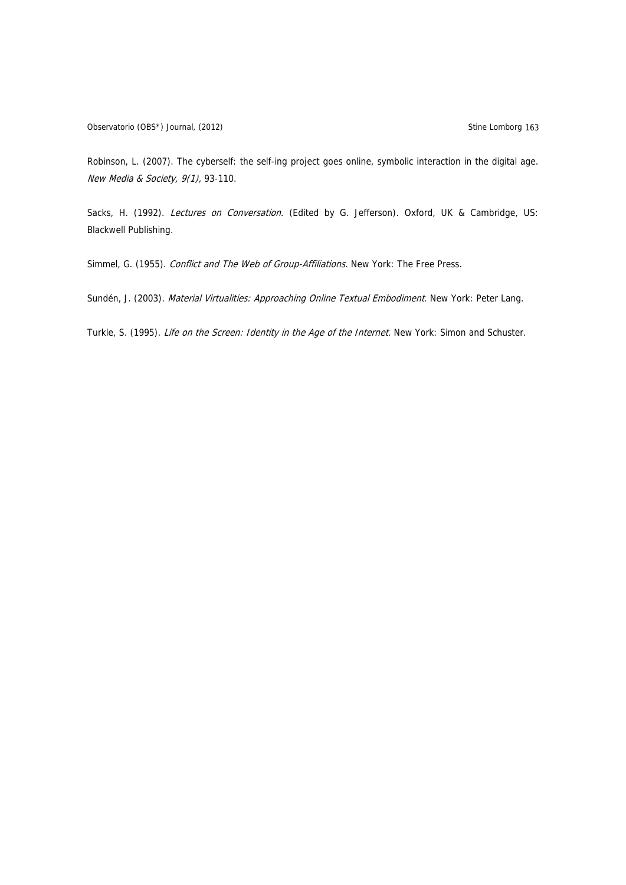Robinson, L. (2007). The cyberself: the self-ing project goes online, symbolic interaction in the digital age. *New Media & Society, 9(1),* 93-110.

Sacks, H. (1992). *Lectures on Conversation*. (Edited by G. Jefferson). Oxford, UK & Cambridge, US: Blackwell Publishing.

Simmel, G. (1955). *Conflict and The Web of Group-Affiliations.* New York: The Free Press.

Sundén, J. (2003). *Material Virtualities: Approaching Online Textual Embodiment*. New York: Peter Lang.

Turkle, S. (1995). *Life on the Screen: Identity in the Age of the Internet*. New York: Simon and Schuster.